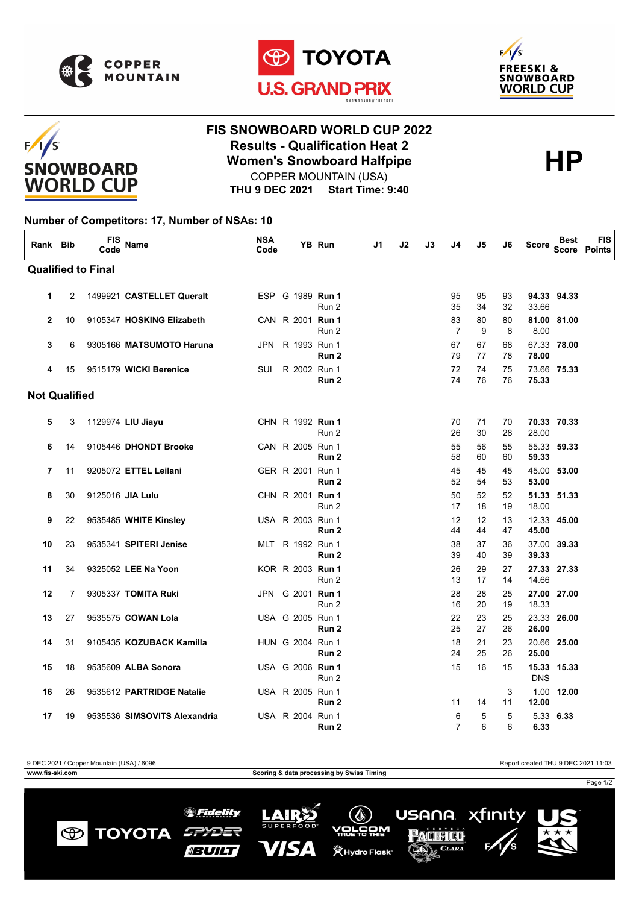# FIS SNOWBOARD WORLD CUP 2022

## Results - Qualification Heat 2

## Women's Snowboard Halfpipe

**HP**

COPPER MOUNTAIN (USA)

**THU 9 DEC 2021 Start Time: 9:40**

**Number of Competitors: 17, Number of NSAs: 10**

| Rank | Bib | FIS Code | Name | NSA Code | | YB | Run | J1 | J2 | J3 | J4 | J5 | J6 | Score | Best Score | FIS Points |
|---|---|---|---|---|---|---|---|---|---|---|---|---|---|---|---|---|
| **Qualified to Final** | | | | | | | | | | | | | | | | |
| 1 | 2 | 1499921 | **CASTELLET Queralt** | ESP | G | 1989 | **Run 1** | | | | 95 | 95 | 93 | **94.33** | **94.33** | |
| | | | | | | | Run 2 | | | | 35 | 34 | 32 | 33.66 | | |
| 2 | 10 | 9105347 | **HOSKING Elizabeth** | CAN | R | 2001 | **Run 1** | | | | 83 | 80 | 80 | **81.00** | **81.00** | |
| | | | | | | | Run 2 | | | | 7 | 9 | 8 | 8.00 | | |
| 3 | 6 | 9305166 | **MATSUMOTO Haruna** | JPN | R | 1993 | Run 1 | | | | 67 | 67 | 68 | 67.33 | **78.00** | |
| | | | | | | | **Run 2** | | | | 79 | 77 | 78 | **78.00** | | |
| 4 | 15 | 9515179 | **WICKI Berenice** | SUI | R | 2002 | Run 1 | | | | 72 | 74 | 75 | 73.66 | **75.33** | |
| | | | | | | | **Run 2** | | | | 74 | 76 | 76 | **75.33** | | |
| **Not Qualified** | | | | | | | | | | | | | | | | |
| 5 | 3 | 1129974 | **LIU Jiayu** | CHN | R | 1992 | **Run 1** | | | | 70 | 71 | 70 | **70.33** | **70.33** | |
| | | | | | | | Run 2 | | | | 26 | 30 | 28 | 28.00 | | |
| 6 | 14 | 9105446 | **DHONDT Brooke** | CAN | R | 2005 | Run 1 | | | | 55 | 56 | 55 | 55.33 | **59.33** | |
| | | | | | | | **Run 2** | | | | 58 | 60 | 60 | **59.33** | | |
| 7 | 11 | 9205072 | **ETTEL Leilani** | GER | R | 2001 | Run 1 | | | | 45 | 45 | 45 | 45.00 | **53.00** | |
| | | | | | | | **Run 2** | | | | 52 | 54 | 53 | **53.00** | | |
| 8 | 30 | 9125016 | **JIA Lulu** | CHN | R | 2001 | **Run 1** | | | | 50 | 52 | 52 | **51.33** | **51.33** | |
| | | | | | | | Run 2 | | | | 17 | 18 | 19 | 18.00 | | |
| 9 | 22 | 9535485 | **WHITE Kinsley** | USA | R | 2003 | Run 1 | | | | 12 | 12 | 13 | 12.33 | **45.00** | |
| | | | | | | | **Run 2** | | | | 44 | 44 | 47 | **45.00** | | |
| 10 | 23 | 9535341 | **SPITERI Jenise** | MLT | R | 1992 | Run 1 | | | | 38 | 37 | 36 | 37.00 | **39.33** | |
| | | | | | | | **Run 2** | | | | 39 | 40 | 39 | **39.33** | | |
| 11 | 34 | 9325052 | **LEE Na Yoon** | KOR | R | 2003 | **Run 1** | | | | 26 | 29 | 27 | **27.33** | **27.33** | |
| | | | | | | | Run 2 | | | | 13 | 17 | 14 | 14.66 | | |
| 12 | 7 | 9305337 | **TOMITA Ruki** | JPN | G | 2001 | **Run 1** | | | | 28 | 28 | 25 | **27.00** | **27.00** | |
| | | | | | | | Run 2 | | | | 16 | 20 | 19 | 18.33 | | |
| 13 | 27 | 9535575 | **COWAN Lola** | USA | G | 2005 | Run 1 | | | | 22 | 23 | 25 | 23.33 | **26.00** | |
| | | | | | | | **Run 2** | | | | 25 | 27 | 26 | **26.00** | | |
| 14 | 31 | 9105435 | **KOZUBACK Kamilla** | HUN | G | 2004 | Run 1 | | | | 18 | 21 | 23 | 20.66 | **25.00** | |
| | | | | | | | **Run 2** | | | | 24 | 25 | 26 | **25.00** | | |
| 15 | 18 | 9535609 | **ALBA Sonora** | USA | G | 2006 | **Run 1** | | | | 15 | 16 | 15 | **15.33** | **15.33** | |
| | | | | | | | Run 2 | | | | | | | DNS | | |
| 16 | 26 | 9535612 | **PARTRIDGE Natalie** | USA | R | 2005 | Run 1 | | | | | | 3 | 1.00 | **12.00** | |
| | | | | | | | **Run 2** | | | | 11 | 14 | 11 | **12.00** | | |
| 17 | 19 | 9535536 | **SIMSOVITS Alexandria** | USA | R | 2004 | Run 1 | | | | 6 | 5 | 5 | 5.33 | **6.33** | |
| | | | | | | | **Run 2** | | | | 7 | 6 | 6 | **6.33** | | |

9 DEC 2021 / Copper Mountain (USA) / 6096

Report created THU 9 DEC 2021 11:03

**www.fis-ski.com**

**Scoring & data processing by Swiss Timing**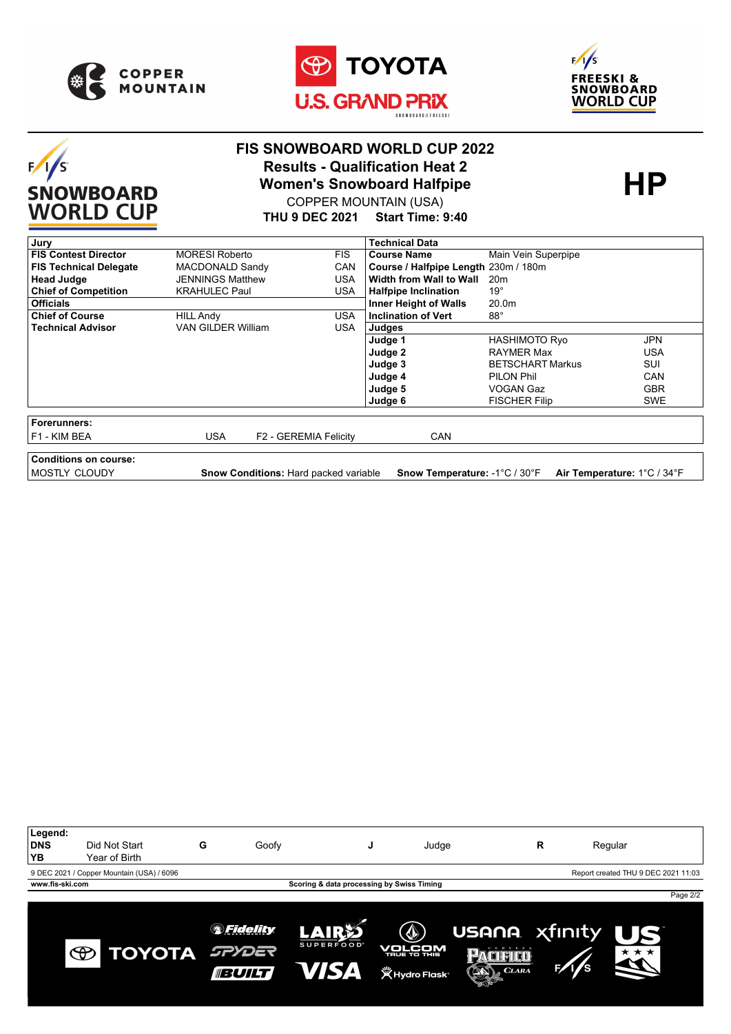# FIS SNOWBOARD WORLD CUP 2022

## Results - Qualification Heat 2

## Women's Snowboard Halfpipe

COPPER MOUNTAIN (USA)

**THU 9 DEC 2021 Start Time: 9:40**

**HP**

| **Jury** | | | **Technical Data** | | |
|---|---|---|---|---|---|
| **FIS Contest Director** | MORESI Roberto | FIS | **Course Name** | Main Vein Superpipe | |
| **FIS Technical Delegate** | MACDONALD Sandy | CAN | **Course / Halfpipe Length** | 230m / 180m | |
| **Head Judge** | JENNINGS Matthew | USA | **Width from Wall to Wall** | 20m | |
| **Chief of Competition** | KRAHULEC Paul | USA | **Halfpipe Inclination** | 19° | |
| **Officials** | | | **Inner Height of Walls** | 20.0m | |
| **Chief of Course** | HILL Andy | USA | **Inclination of Vert** | 88° | |
| **Technical Advisor** | VAN GILDER William | USA | **Judges** | | |
| | | | **Judge 1** | HASHIMOTO Ryo | JPN |
| | | | **Judge 2** | RAYMER Max | USA |
| | | | **Judge 3** | BETSCHART Markus | SUI |
| | | | **Judge 4** | PILON Phil | CAN |
| | | | **Judge 5** | VOGAN Gaz | GBR |
| | | | **Judge 6** | FISCHER Filip | SWE |

**Forerunners:**

F1 - KIM BEA USA F2 - GEREMIA Felicity CAN

**Conditions on course:**

MOSTLY CLOUDY **Snow Conditions:** Hard packed variable **Snow Temperature:** -1°C / 30°F **Air Temperature:** 1°C / 34°F

**Legend:**

| | | | | | | | |
|---|---|---|---|---|---|---|---|
| **DNS** | Did Not Start | **G** | Goofy | **J** | Judge | **R** | Regular |
| **YB** | Year of Birth | | | | | | |

9 DEC 2021 / Copper Mountain (USA) / 6096 Report created THU 9 DEC 2021 11:03

**www.fis-ski.com** **Scoring & data processing by Swiss Timing**